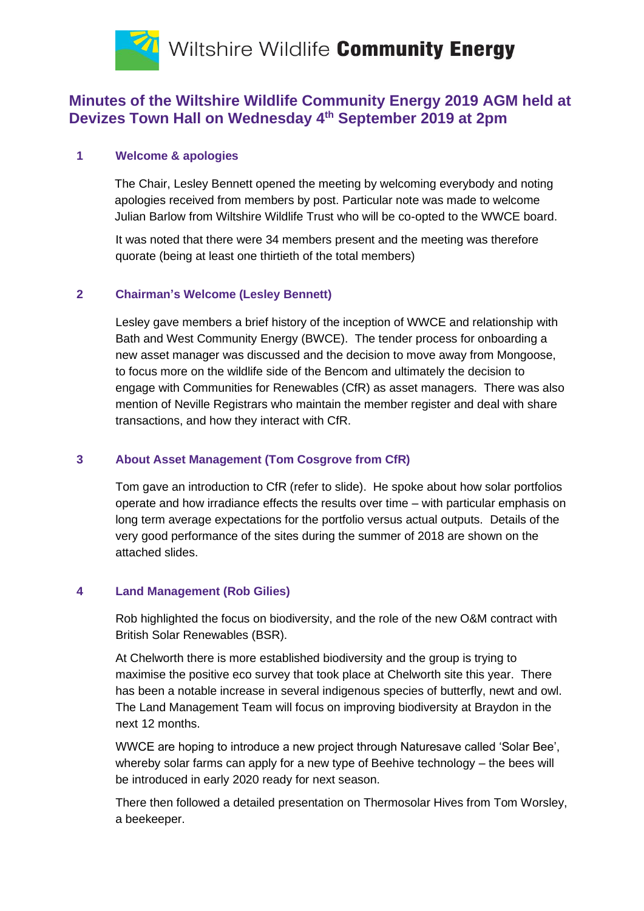Wiltshire Wildlife **Community Energy**

# Minutes of the Wiltshire Wildlife Community Energy 2019 AGM held at Devizes Town Hall on Wednesday 4th September 2019 at 2pm

## 1 Welcome & apologies

The Chair, Lesley Bennett opened the meeting by welcoming everybody and noting apologies received from members by post. Particular note was made to welcome Julian Barlow from Wiltshire Wildlife Trust who will be co-opted to the WWCE board.

It was noted that there were 34 members present and the meeting was therefore quorate (being at least one thirtieth of the total members)

## 2 Chairman's Welcome (Lesley Bennett)

Lesley gave members a brief history of the inception of WWCE and relationship with Bath and West Community Energy (BWCE). The tender process for onboarding a new asset manager was discussed and the decision to move away from Mongoose, to focus more on the wildlife side of the Bencom and ultimately the decision to engage with Communities for Renewables (CfR) as asset managers. There was also mention of Neville Registrars who maintain the member register and deal with share transactions, and how they interact with CfR.

## 3 About Asset Management (Tom Cosgrove from CfR)

Tom gave an introduction to CfR (refer to slide). He spoke about how solar portfolios operate and how irradiance effects the results over time – with particular emphasis on long term average expectations for the portfolio versus actual outputs. Details of the very good performance of the sites during the summer of 2018 are shown on the attached slides.

## 4 Land Management (Rob Gilies)

Rob highlighted the focus on biodiversity, and the role of the new O&M contract with British Solar Renewables (BSR).

At Chelworth there is more established biodiversity and the group is trying to maximise the positive eco survey that took place at Chelworth site this year. There has been a notable increase in several indigenous species of butterfly, newt and owl. The Land Management Team will focus on improving biodiversity at Braydon in the next 12 months.

WWCE are hoping to introduce a new project through Naturesave called 'Solar Bee', whereby solar farms can apply for a new type of Beehive technology – the bees will be introduced in early 2020 ready for next season.

There then followed a detailed presentation on Thermosolar Hives from Tom Worsley, a beekeeper.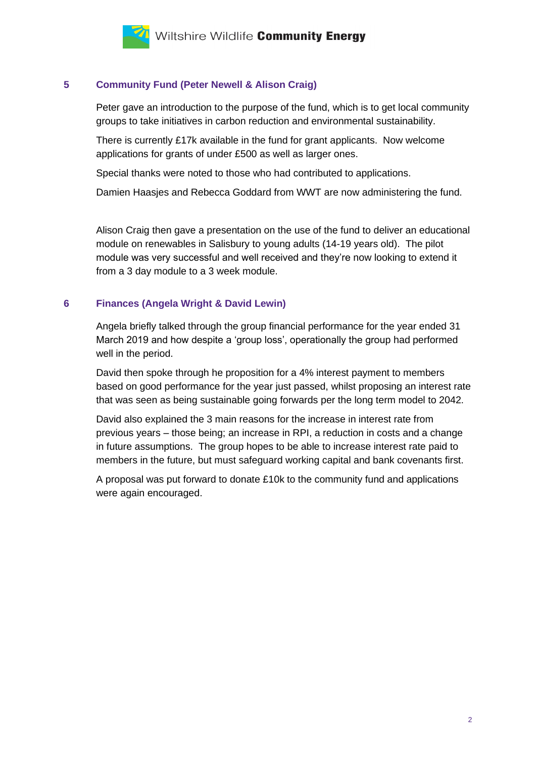## 5 Community Fund (Peter Newell & Alison Craig)

Peter gave an introduction to the purpose of the fund, which is to get local community groups to take initiatives in carbon reduction and environmental sustainability.

There is currently £17k available in the fund for grant applicants. Now welcome applications for grants of under £500 as well as larger ones.

Special thanks were noted to those who had contributed to applications.

Damien Haasjes and Rebecca Goddard from WWT are now administering the fund.

Alison Craig then gave a presentation on the use of the fund to deliver an educational module on renewables in Salisbury to young adults (14-19 years old). The pilot module was very successful and well received and they're now looking to extend it from a 3 day module to a 3 week module.

## 6 Finances (Angela Wright & David Lewin)

Angela briefly talked through the group financial performance for the year ended 31 March 2019 and how despite a 'group loss', operationally the group had performed well in the period.

David then spoke through he proposition for a 4% interest payment to members based on good performance for the year just passed, whilst proposing an interest rate that was seen as being sustainable going forwards per the long term model to 2042.

David also explained the 3 main reasons for the increase in interest rate from previous years – those being; an increase in RPI, a reduction in costs and a change in future assumptions. The group hopes to be able to increase interest rate paid to members in the future, but must safeguard working capital and bank covenants first.

A proposal was put forward to donate £10k to the community fund and applications were again encouraged.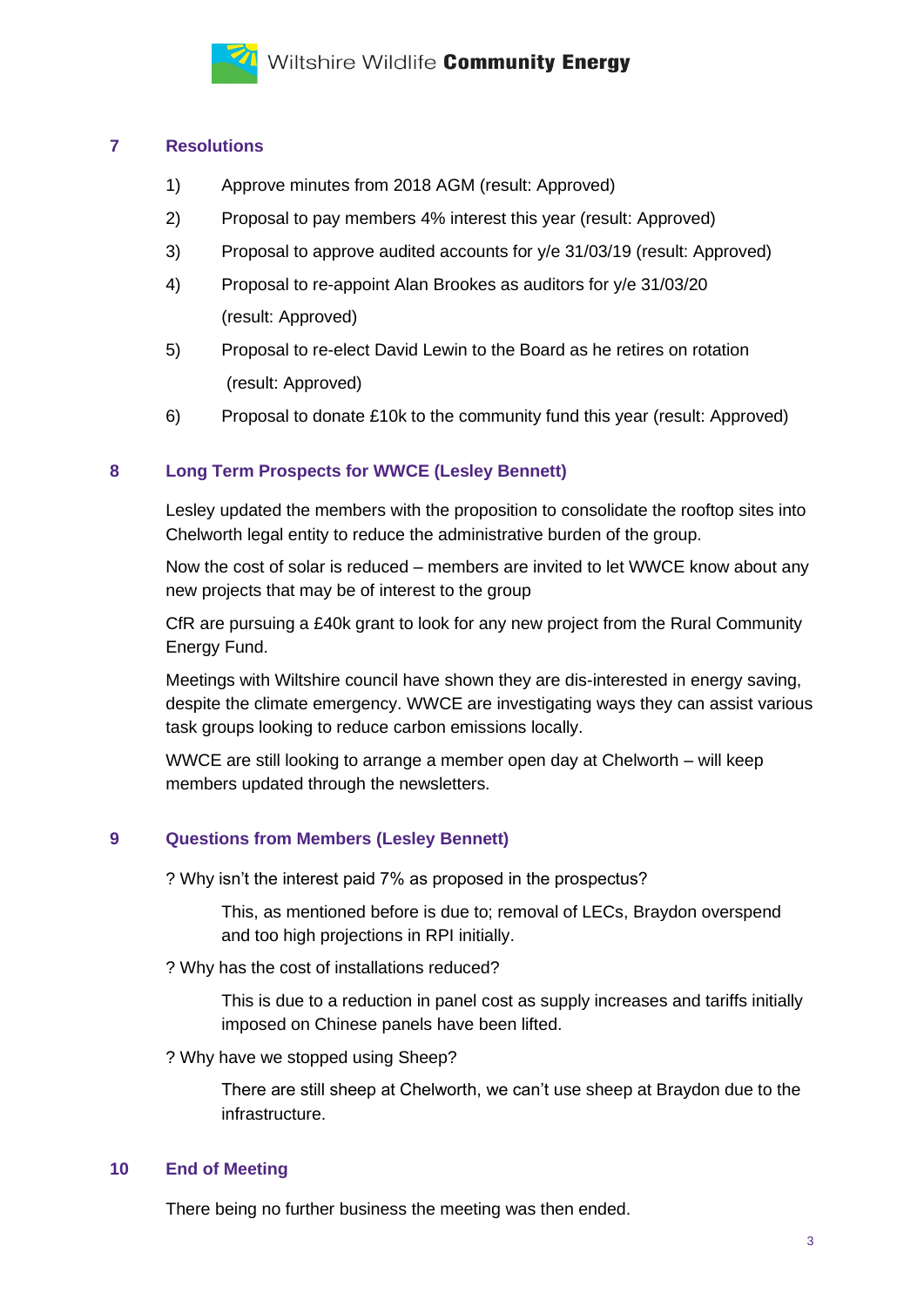## 7 Resolutions

1) Approve minutes from 2018 AGM (result: Approved)
2) Proposal to pay members 4% interest this year (result: Approved)
3) Proposal to approve audited accounts for y/e 31/03/19 (result: Approved)
4) Proposal to re-appoint Alan Brookes as auditors for y/e 31/03/20 (result: Approved)
5) Proposal to re-elect David Lewin to the Board as he retires on rotation (result: Approved)
6) Proposal to donate £10k to the community fund this year (result: Approved)

## 8 Long Term Prospects for WWCE (Lesley Bennett)

Lesley updated the members with the proposition to consolidate the rooftop sites into Chelworth legal entity to reduce the administrative burden of the group.

Now the cost of solar is reduced – members are invited to let WWCE know about any new projects that may be of interest to the group

CfR are pursuing a £40k grant to look for any new project from the Rural Community Energy Fund.

Meetings with Wiltshire council have shown they are dis-interested in energy saving, despite the climate emergency. WWCE are investigating ways they can assist various task groups looking to reduce carbon emissions locally.

WWCE are still looking to arrange a member open day at Chelworth – will keep members updated through the newsletters.

## 9 Questions from Members (Lesley Bennett)

? Why isn't the interest paid 7% as proposed in the prospectus?

> This, as mentioned before is due to; removal of LECs, Braydon overspend and too high projections in RPI initially.

? Why has the cost of installations reduced?

> This is due to a reduction in panel cost as supply increases and tariffs initially imposed on Chinese panels have been lifted.

? Why have we stopped using Sheep?

> There are still sheep at Chelworth, we can't use sheep at Braydon due to the infrastructure.

## 10 End of Meeting

There being no further business the meeting was then ended.